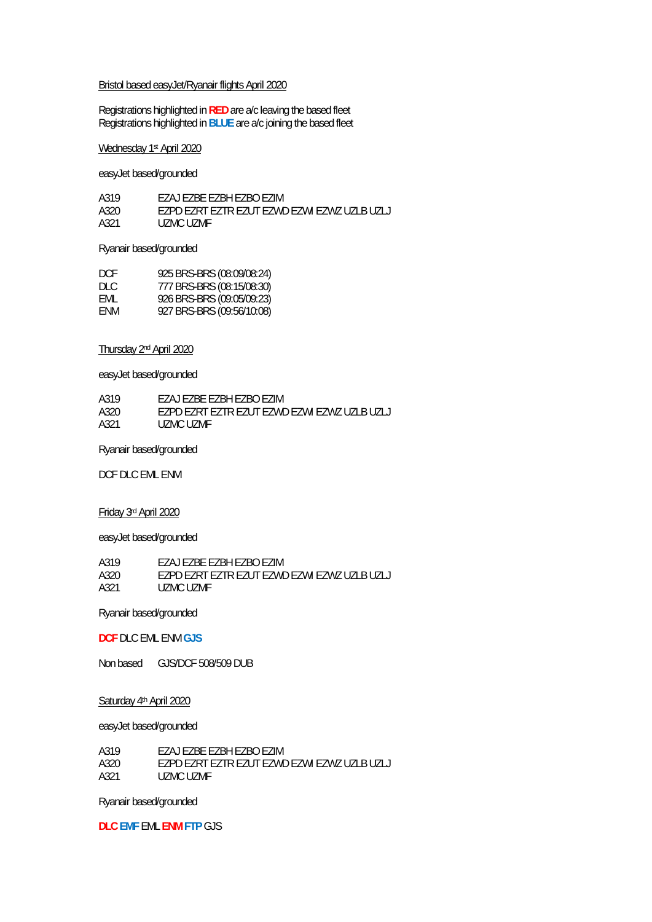Bristol based easyJet/Ryanair flights April 2020

Registrations highlighted in **RED** are a/c leaving the based fleet
Registrations highlighted in **BLUE** are a/c joining the based fleet

Wednesday 1st April 2020

easyJet based/grounded

| | |
|---|---|
| A319 | EZAJ EZBE EZBH EZBO EZIM |
| A320 | EZPD EZRT EZTR EZUT EZWD EZWI EZWZ UZLB UZLJ |
| A321 | UZMC UZMF |

Ryanair based/grounded

| | |
|---|---|
| DCF | 925 BRS-BRS (08:09/08:24) |
| DLC | 777 BRS-BRS (08:15/08:30) |
| EML | 926 BRS-BRS (09:05/09:23) |
| ENM | 927 BRS-BRS (09:56/10:08) |

Thursday 2nd April 2020

easyJet based/grounded

| | |
|---|---|
| A319 | EZAJ EZBE EZBH EZBO EZIM |
| A320 | EZPD EZRT EZTR EZUT EZWD EZWI EZWZ UZLB UZLJ |
| A321 | UZMC UZMF |

Ryanair based/grounded

DCF DLC EML ENM

Friday 3rd April 2020

easyJet based/grounded

| | |
|---|---|
| A319 | EZAJ EZBE EZBH EZBO EZIM |
| A320 | EZPD EZRT EZTR EZUT EZWD EZWI EZWZ UZLB UZLJ |
| A321 | UZMC UZMF |

Ryanair based/grounded

**DCF** DLC EML ENM **GJS**

Non based GJS/DCF 508/509 DUB

Saturday 4th April 2020

easyJet based/grounded

| | |
|---|---|
| A319 | EZAJ EZBE EZBH EZBO EZIM |
| A320 | EZPD EZRT EZTR EZUT EZWD EZWI EZWZ UZLB UZLJ |
| A321 | UZMC UZMF |

Ryanair based/grounded

**DLC** **EMF** EML **ENM** **FTP** GJS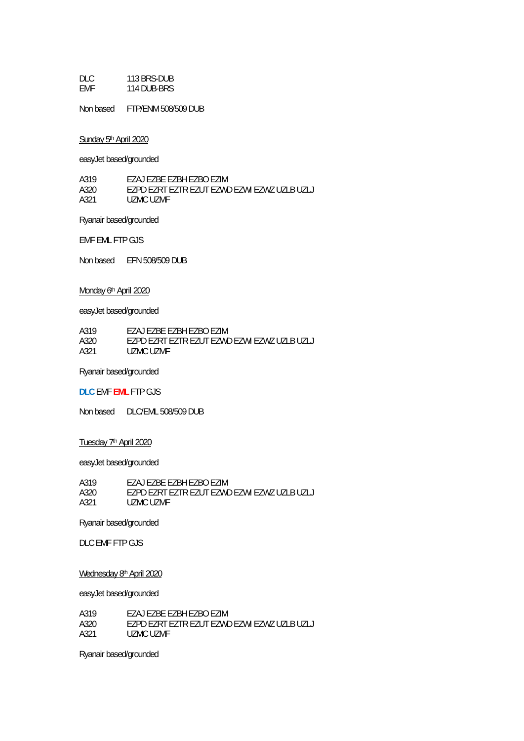| | |
|---|---|
| DLC | 113 BRS-DUB |
| EMF | 114 DUB-BRS |

Non based FTP/ENM 508/509 DUB

Sunday 5th April 2020

easyJet based/grounded

| | |
|---|---|
| A319 | EZAJ EZBE EZBH EZBO EZIM |
| A320 | EZPD EZRT EZTR EZUT EZWD EZWI EZWZ UZLB UZLJ |
| A321 | UZMC UZMF |

Ryanair based/grounded

EMF EML FTP GJS

Non based EFN 508/509 DUB

Monday 6th April 2020

easyJet based/grounded

| | |
|---|---|
| A319 | EZAJ EZBE EZBH EZBO EZIM |
| A320 | EZPD EZRT EZTR EZUT EZWD EZWI EZWZ UZLB UZLJ |
| A321 | UZMC UZMF |

Ryanair based/grounded

**DLC** EMF **EML** FTP GJS

Non based DLC/EML 508/509 DUB

Tuesday 7th April 2020

easyJet based/grounded

| | |
|---|---|
| A319 | EZAJ EZBE EZBH EZBO EZIM |
| A320 | EZPD EZRT EZTR EZUT EZWD EZWI EZWZ UZLB UZLJ |
| A321 | UZMC UZMF |

Ryanair based/grounded

DLC EMF FTP GJS

Wednesday 8th April 2020

easyJet based/grounded

| | |
|---|---|
| A319 | EZAJ EZBE EZBH EZBO EZIM |
| A320 | EZPD EZRT EZTR EZUT EZWD EZWI EZWZ UZLB UZLJ |
| A321 | UZMC UZMF |

Ryanair based/grounded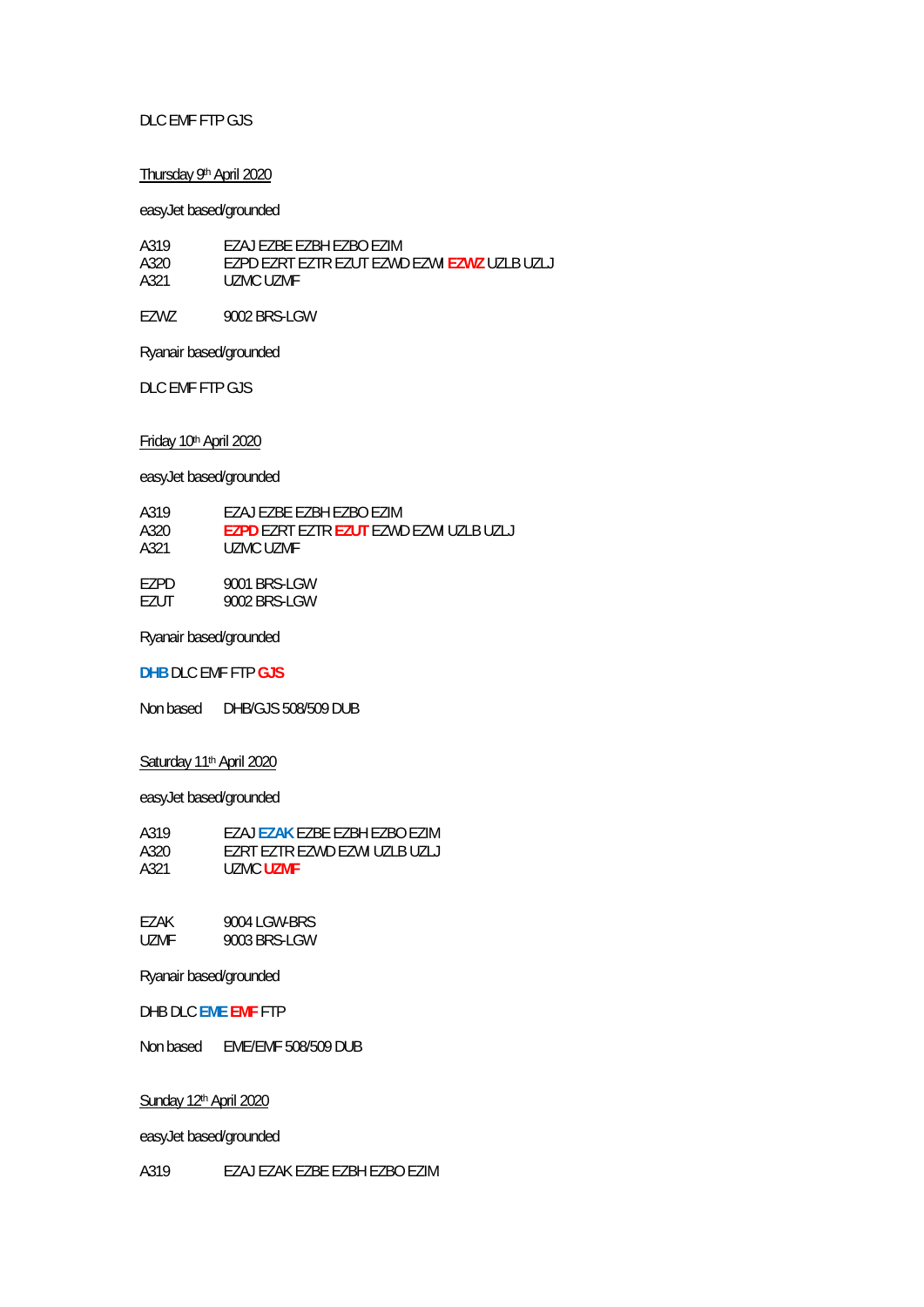DLC EMF FTP GJS

Thursday 9th April 2020

easyJet based/grounded

| | |
|---|---|
| A319 | EZAJ EZBE EZBH EZBO EZIM |
| A320 | EZPD EZRT EZTR EZUT EZWD EZWI **EZWZ** UZLB UZLJ |
| A321 | UZMC UZMF |

| | |
|---|---|
| EZWZ | 9002 BRS-LGW |

Ryanair based/grounded

DLC EMF FTP GJS

Friday 10th April 2020

easyJet based/grounded

| | |
|---|---|
| A319 | EZAJ EZBE EZBH EZBO EZIM |
| A320 | **EZPD** EZRT EZTR **EZUT** EZWD EZWI UZLB UZLJ |
| A321 | UZMC UZMF |

| | |
|---|---|
| EZPD | 9001 BRS-LGW |
| EZUT | 9002 BRS-LGW |

Ryanair based/grounded

**DHB** DLC EMF FTP **GJS**

Non based DHB/GJS 508/509 DUB

Saturday 11th April 2020

easyJet based/grounded

| | |
|---|---|
| A319 | EZAJ **EZAK** EZBE EZBH EZBO EZIM |
| A320 | EZRT EZTR EZWD EZWI UZLB UZLJ |
| A321 | UZMC **UZMF** |

| | |
|---|---|
| EZAK | 9004 LGW-BRS |
| UZMF | 9003 BRS-LGW |

Ryanair based/grounded

DHB DLC **EME** **EMF** FTP

Non based EME/EMF 508/509 DUB

Sunday 12th April 2020

easyJet based/grounded

| | |
|---|---|
| A319 | EZAJ EZAK EZBE EZBH EZBO EZIM |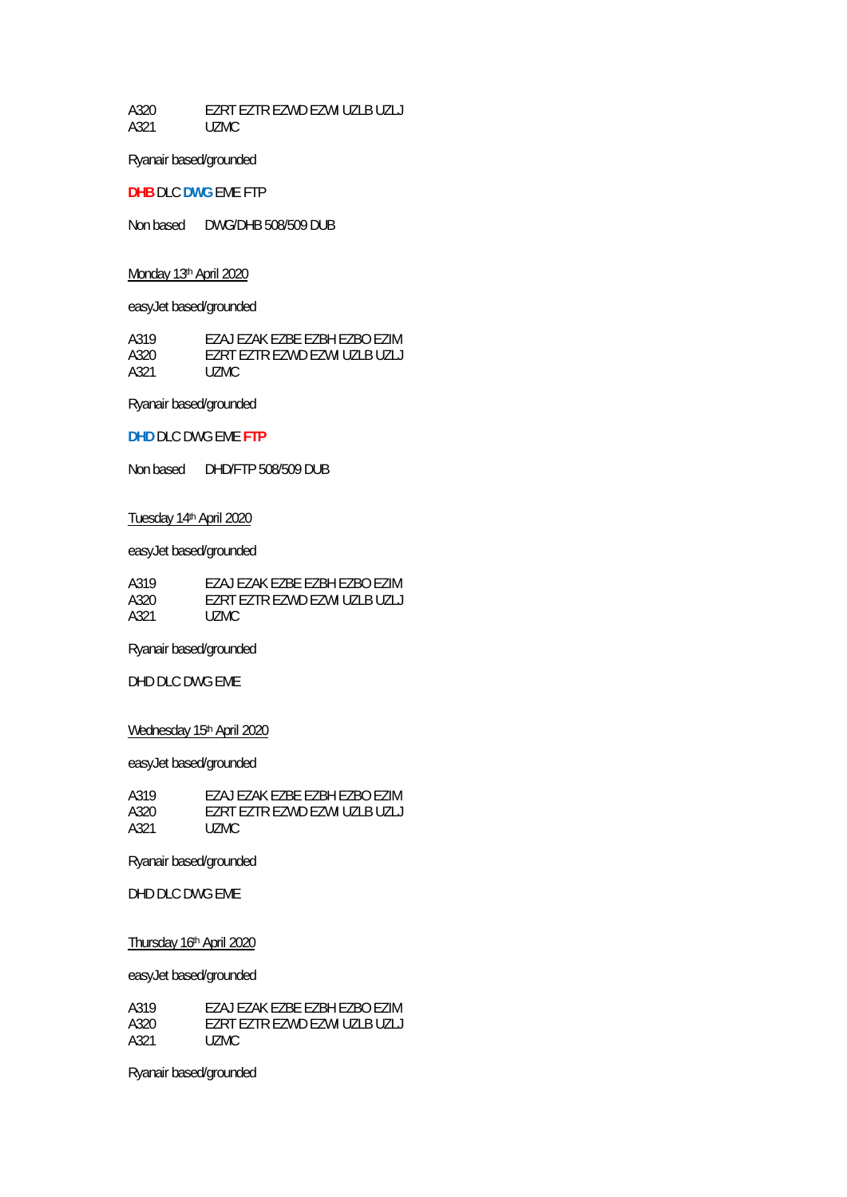A320 EZRT EZTR EZWD EZWI UZLB UZLJ
A321 UZMC

Ryanair based/grounded

**DHB** DLC **DWG** EME FTP

Non based DWG/DHB 508/509 DUB

Monday 13th April 2020

easyJet based/grounded

A319 EZAJ EZAK EZBE EZBH EZBO EZIM
A320 EZRT EZTR EZWD EZWI UZLB UZLJ
A321 UZMC

Ryanair based/grounded

**DHD** DLC DWG EME **FTP**

Non based DHD/FTP 508/509 DUB

Tuesday 14th April 2020

easyJet based/grounded

A319 EZAJ EZAK EZBE EZBH EZBO EZIM
A320 EZRT EZTR EZWD EZWI UZLB UZLJ
A321 UZMC

Ryanair based/grounded

DHD DLC DWG EME

Wednesday 15th April 2020

easyJet based/grounded

A319 EZAJ EZAK EZBE EZBH EZBO EZIM
A320 EZRT EZTR EZWD EZWI UZLB UZLJ
A321 UZMC

Ryanair based/grounded

DHD DLC DWG EME

Thursday 16th April 2020

easyJet based/grounded

A319 EZAJ EZAK EZBE EZBH EZBO EZIM
A320 EZRT EZTR EZWD EZWI UZLB UZLJ
A321 UZMC

Ryanair based/grounded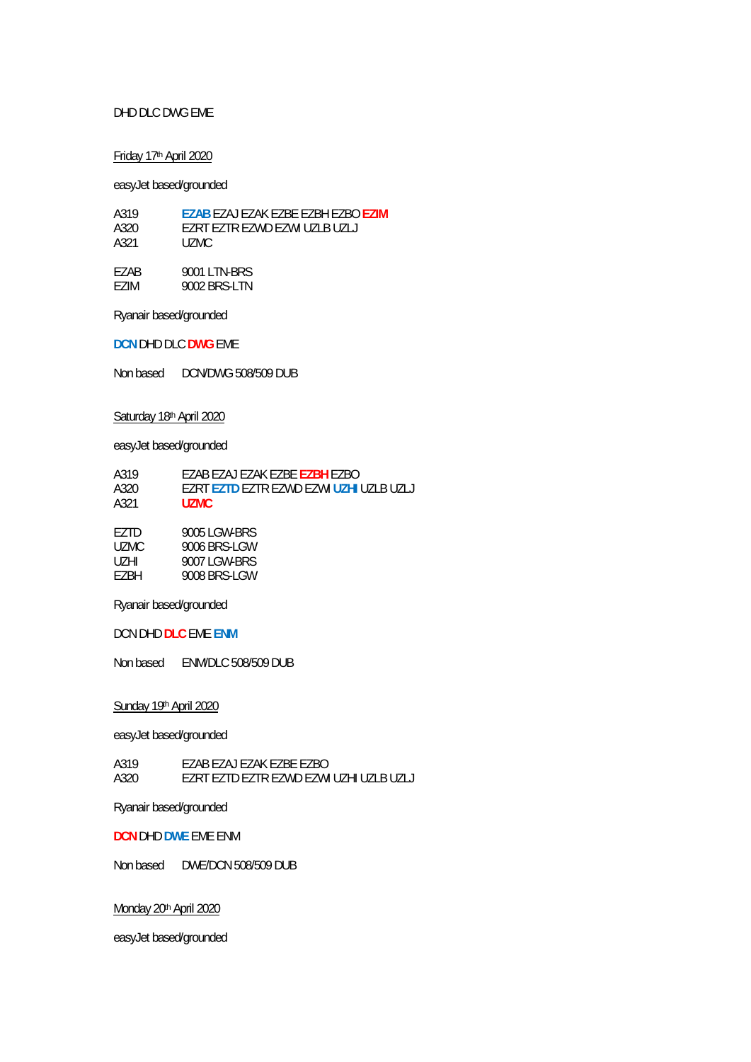DHD DLC DWG EME

<u>Friday 17th April 2020</u>

easyJet based/grounded

| | |
|---|---|
| A319 | **EZAB** EZAJ EZAK EZBE EZBH EZBO **EZIM** |
| A320 | EZRT EZTR EZWD EZWI UZLB UZLJ |
| A321 | UZMC |

| | |
|---|---|
| EZAB | 9001 LTN-BRS |
| EZIM | 9002 BRS-LTN |

Ryanair based/grounded

**DCN** DHD DLC **DWG** EME

Non based DCN/DWG 508/509 DUB

<u>Saturday 18th April 2020</u>

easyJet based/grounded

| | |
|---|---|
| A319 | EZAB EZAJ EZAK EZBE **EZBH** EZBO |
| A320 | EZRT **EZTD** EZTR EZWD EZWI **UZHI** UZLB UZLJ |
| A321 | **UZMC** |

| | |
|---|---|
| EZTD | 9005 LGW-BRS |
| UZMC | 9006 BRS-LGW |
| UZHI | 9007 LGW-BRS |
| EZBH | 9008 BRS-LGW |

Ryanair based/grounded

DCN DHD **DLC** EME **ENM**

Non based ENM/DLC 508/509 DUB

<u>Sunday 19th April 2020</u>

easyJet based/grounded

| | |
|---|---|
| A319 | EZAB EZAJ EZAK EZBE EZBO |
| A320 | EZRT EZTD EZTR EZWD EZWI UZHI UZLB UZLJ |

Ryanair based/grounded

**DCN** DHD **DWE** EME ENM

Non based DWE/DCN 508/509 DUB

<u>Monday 20th April 2020</u>

easyJet based/grounded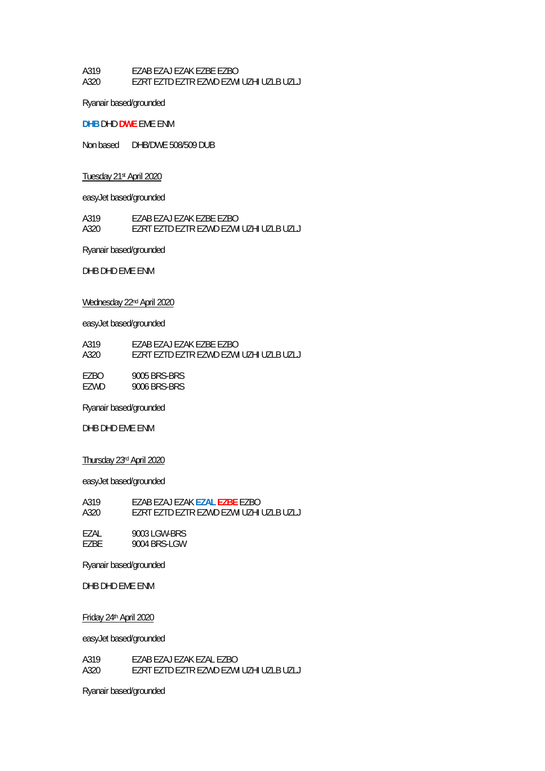| | |
|---|---|
| A319 | EZAB EZAJ EZAK EZBE EZBO |
| A320 | EZRT EZTD EZTR EZWD EZWI UZHI UZLB UZLJ |

Ryanair based/grounded

**DHB** DHD **DWE** EME ENM

Non based DHB/DWE 508/509 DUB

Tuesday 21st April 2020

easyJet based/grounded

| | |
|---|---|
| A319 | EZAB EZAJ EZAK EZBE EZBO |
| A320 | EZRT EZTD EZTR EZWD EZWI UZHI UZLB UZLJ |

Ryanair based/grounded

DHB DHD EME ENM

Wednesday 22nd April 2020

easyJet based/grounded

| | |
|---|---|
| A319 | EZAB EZAJ EZAK EZBE EZBO |
| A320 | EZRT EZTD EZTR EZWD EZWI UZHI UZLB UZLJ |

| | |
|---|---|
| EZBO | 9005 BRS-BRS |
| EZWD | 9006 BRS-BRS |

Ryanair based/grounded

DHB DHD EME ENM

Thursday 23rd April 2020

easyJet based/grounded

| | |
|---|---|
| A319 | EZAB EZAJ EZAK **EZAL** **EZBE** EZBO |
| A320 | EZRT EZTD EZTR EZWD EZWI UZHI UZLB UZLJ |

| | |
|---|---|
| EZAL | 9003 LGW-BRS |
| EZBE | 9004 BRS-LGW |

Ryanair based/grounded

DHB DHD EME ENM

Friday 24th April 2020

easyJet based/grounded

| | |
|---|---|
| A319 | EZAB EZAJ EZAK EZAL EZBO |
| A320 | EZRT EZTD EZTR EZWD EZWI UZHI UZLB UZLJ |

Ryanair based/grounded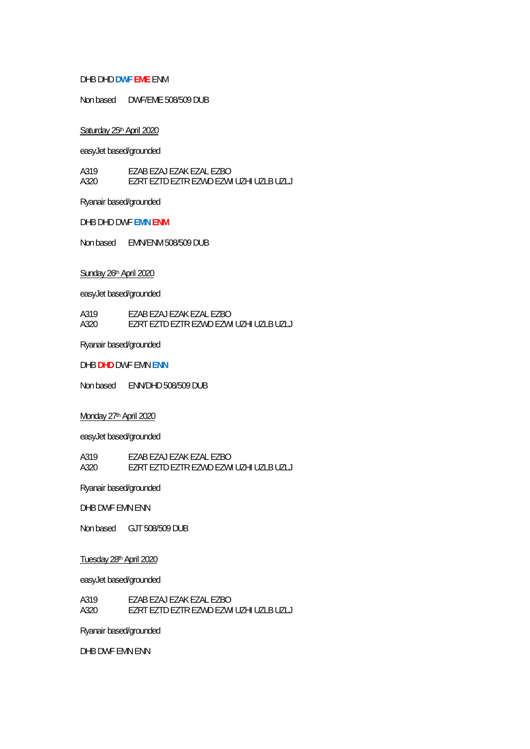DHB DHD **DWF** **EME** ENM

Non based DWF/EME 508/509 DUB

<u>Saturday 25th April 2020</u>

easyJet based/grounded

A319 EZAB EZAJ EZAK EZAL EZBO
A320 EZRT EZTD EZTR EZWD EZWI UZHI UZLB UZLJ

Ryanair based/grounded

DHB DHD DWF **EMN** **ENM**

Non based EMN/ENM 508/509 DUB

<u>Sunday 26th April 2020</u>

easyJet based/grounded

A319 EZAB EZAJ EZAK EZAL EZBO
A320 EZRT EZTD EZTR EZWD EZWI UZHI UZLB UZLJ

Ryanair based/grounded

DHB **DHD** DWF EMN **ENN**

Non based ENN/DHD 508/509 DUB

<u>Monday 27th April 2020</u>

easyJet based/grounded

A319 EZAB EZAJ EZAK EZAL EZBO
A320 EZRT EZTD EZTR EZWD EZWI UZHI UZLB UZLJ

Ryanair based/grounded

DHB DWF EMN ENN

Non based GJT 508/509 DUB

<u>Tuesday 28th April 2020</u>

easyJet based/grounded

A319 EZAB EZAJ EZAK EZAL EZBO
A320 EZRT EZTD EZTR EZWD EZWI UZHI UZLB UZLJ

Ryanair based/grounded

DHB DWF EMN ENN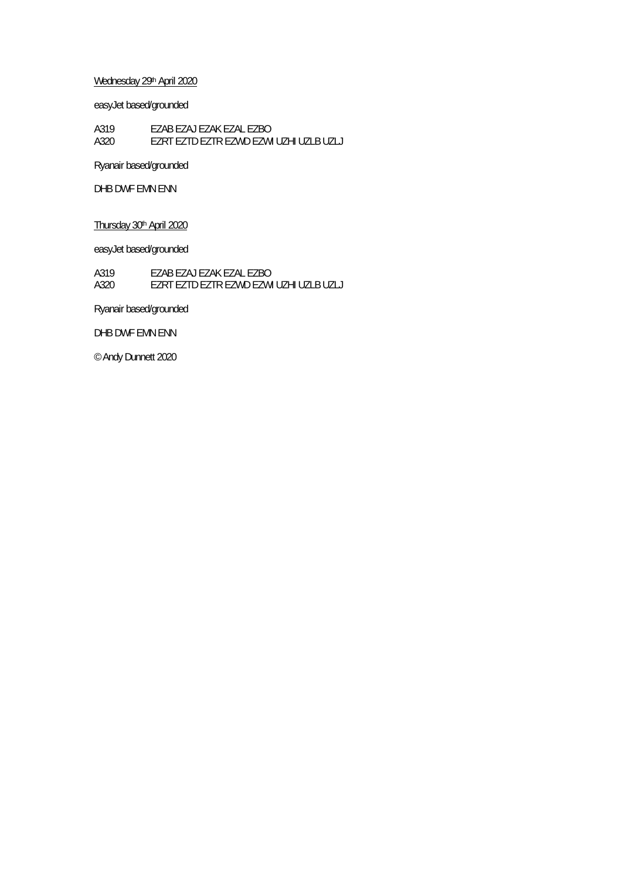<u>Wednesday 29th April 2020</u>

easyJet based/grounded

| | |
|---|---|
| A319 | EZAB EZAJ EZAK EZAL EZBO |
| A320 | EZRT EZTD EZTR EZWD EZWI UZHI UZLB UZLJ |

Ryanair based/grounded

DHB DWF EMN ENN

<u>Thursday 30th April 2020</u>

easyJet based/grounded

| | |
|---|---|
| A319 | EZAB EZAJ EZAK EZAL EZBO |
| A320 | EZRT EZTD EZTR EZWD EZWI UZHI UZLB UZLJ |

Ryanair based/grounded

DHB DWF EMN ENN

© Andy Dunnett 2020